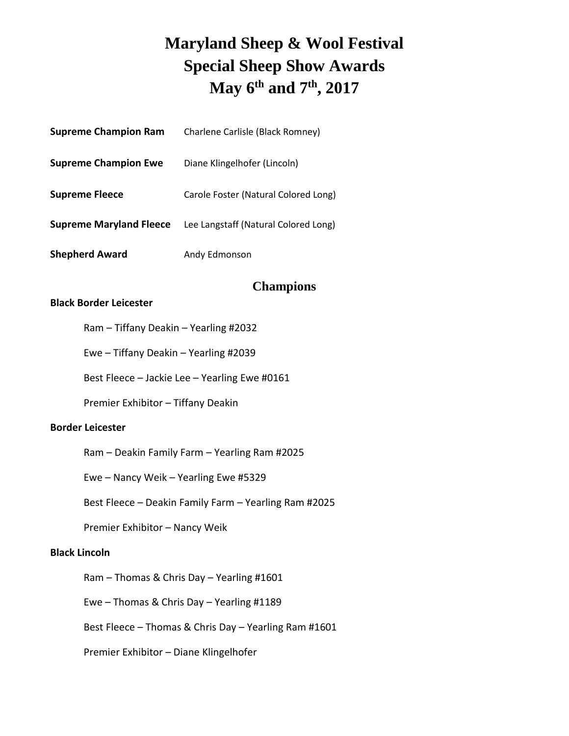# Maryland Sheep & Wool Festival
# Special Sheep Show Awards
# May 6th and 7th, 2017

**Supreme Champion Ram** Charlene Carlisle (Black Romney)

**Supreme Champion Ewe** Diane Klingelhofer (Lincoln)

**Supreme Fleece** Carole Foster (Natural Colored Long)

**Supreme Maryland Fleece** Lee Langstaff (Natural Colored Long)

**Shepherd Award** Andy Edmonson

## Champions

**Black Border Leicester**

- Ram – Tiffany Deakin – Yearling #2032
- Ewe – Tiffany Deakin – Yearling #2039
- Best Fleece – Jackie Lee – Yearling Ewe #0161
- Premier Exhibitor – Tiffany Deakin

**Border Leicester**

- Ram – Deakin Family Farm – Yearling Ram #2025
- Ewe – Nancy Weik – Yearling Ewe #5329
- Best Fleece – Deakin Family Farm – Yearling Ram #2025
- Premier Exhibitor – Nancy Weik

**Black Lincoln**

- Ram – Thomas & Chris Day – Yearling #1601
- Ewe – Thomas & Chris Day – Yearling #1189
- Best Fleece – Thomas & Chris Day – Yearling Ram #1601
- Premier Exhibitor – Diane Klingelhofer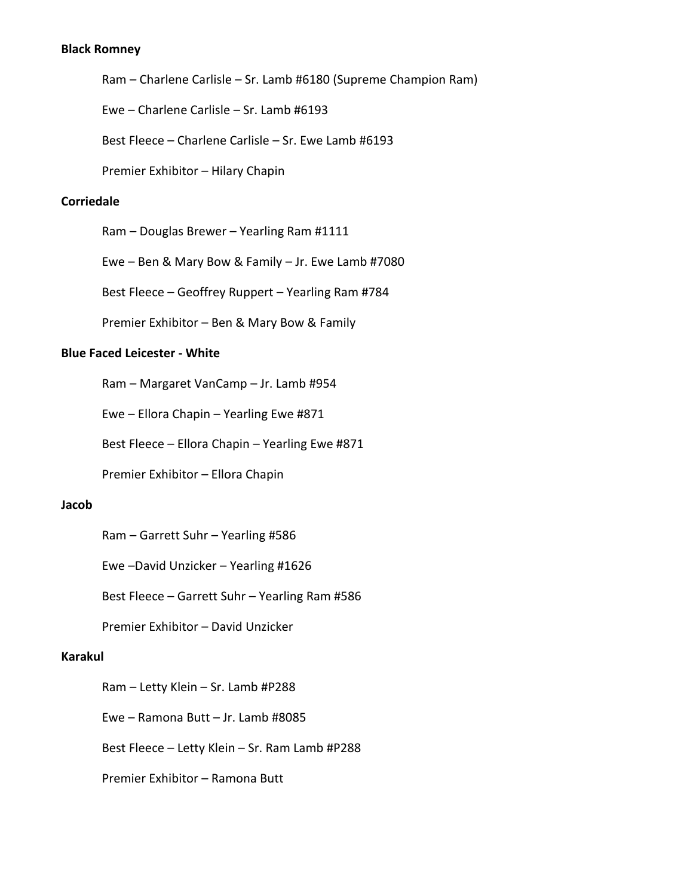**Black Romney**

Ram – Charlene Carlisle – Sr. Lamb #6180 (Supreme Champion Ram)

Ewe – Charlene Carlisle – Sr. Lamb #6193

Best Fleece – Charlene Carlisle – Sr. Ewe Lamb #6193

Premier Exhibitor – Hilary Chapin

**Corriedale**

Ram – Douglas Brewer – Yearling Ram #1111

Ewe – Ben & Mary Bow & Family – Jr. Ewe Lamb #7080

Best Fleece – Geoffrey Ruppert – Yearling Ram #784

Premier Exhibitor – Ben & Mary Bow & Family

**Blue Faced Leicester - White**

Ram – Margaret VanCamp – Jr. Lamb #954

Ewe – Ellora Chapin – Yearling Ewe #871

Best Fleece – Ellora Chapin – Yearling Ewe #871

Premier Exhibitor – Ellora Chapin

**Jacob**

Ram – Garrett Suhr – Yearling #586

Ewe –David Unzicker – Yearling #1626

Best Fleece – Garrett Suhr – Yearling Ram #586

Premier Exhibitor – David Unzicker

**Karakul**

Ram – Letty Klein – Sr. Lamb #P288

Ewe – Ramona Butt – Jr. Lamb #8085

Best Fleece – Letty Klein – Sr. Ram Lamb #P288

Premier Exhibitor – Ramona Butt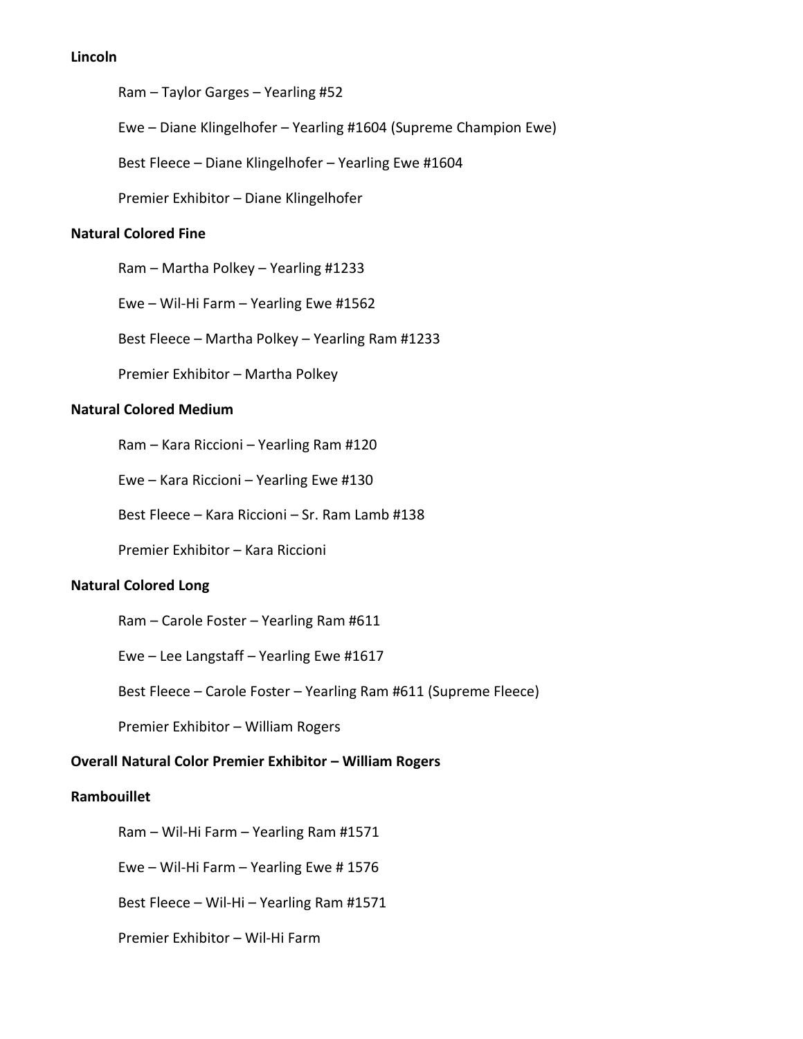**Lincoln**

Ram – Taylor Garges – Yearling #52

Ewe – Diane Klingelhofer – Yearling #1604 (Supreme Champion Ewe)

Best Fleece – Diane Klingelhofer – Yearling Ewe #1604

Premier Exhibitor – Diane Klingelhofer

**Natural Colored Fine**

Ram – Martha Polkey – Yearling #1233

Ewe – Wil-Hi Farm – Yearling Ewe #1562

Best Fleece – Martha Polkey – Yearling Ram #1233

Premier Exhibitor – Martha Polkey

**Natural Colored Medium**

Ram – Kara Riccioni – Yearling Ram #120

Ewe – Kara Riccioni – Yearling Ewe #130

Best Fleece – Kara Riccioni – Sr. Ram Lamb #138

Premier Exhibitor – Kara Riccioni

**Natural Colored Long**

Ram – Carole Foster – Yearling Ram #611

Ewe – Lee Langstaff – Yearling Ewe #1617

Best Fleece – Carole Foster – Yearling Ram #611 (Supreme Fleece)

Premier Exhibitor – William Rogers

**Overall Natural Color Premier Exhibitor – William Rogers**

**Rambouillet**

Ram – Wil-Hi Farm – Yearling Ram #1571

Ewe – Wil-Hi Farm – Yearling Ewe # 1576

Best Fleece – Wil-Hi – Yearling Ram #1571

Premier Exhibitor – Wil-Hi Farm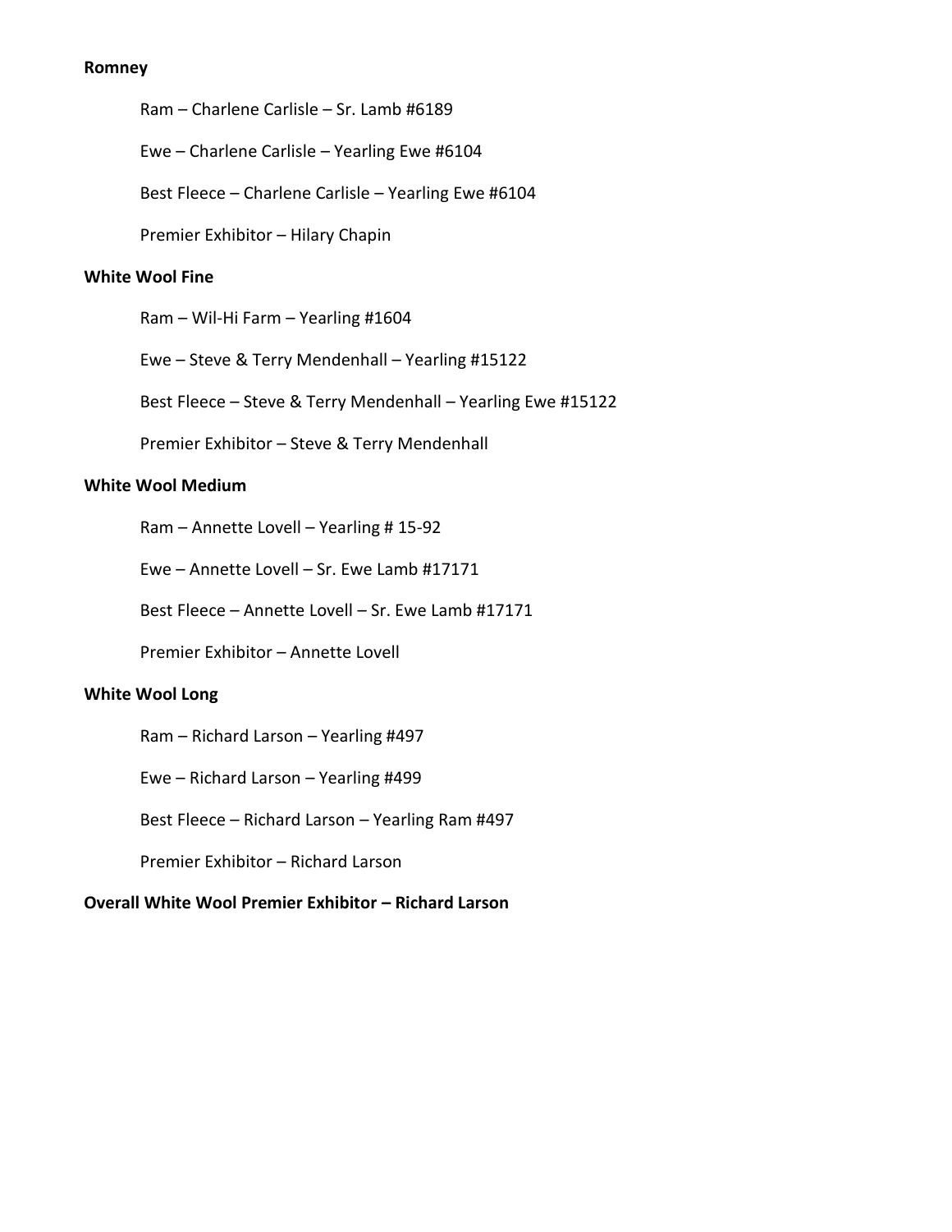**Romney**

Ram – Charlene Carlisle – Sr. Lamb #6189

Ewe – Charlene Carlisle – Yearling Ewe #6104

Best Fleece – Charlene Carlisle – Yearling Ewe #6104

Premier Exhibitor – Hilary Chapin

**White Wool Fine**

Ram – Wil-Hi Farm – Yearling #1604

Ewe – Steve & Terry Mendenhall – Yearling #15122

Best Fleece – Steve & Terry Mendenhall – Yearling Ewe #15122

Premier Exhibitor – Steve & Terry Mendenhall

**White Wool Medium**

Ram – Annette Lovell – Yearling # 15-92

Ewe – Annette Lovell – Sr. Ewe Lamb #17171

Best Fleece – Annette Lovell – Sr. Ewe Lamb #17171

Premier Exhibitor – Annette Lovell

**White Wool Long**

Ram – Richard Larson – Yearling #497

Ewe – Richard Larson – Yearling #499

Best Fleece – Richard Larson – Yearling Ram #497

Premier Exhibitor – Richard Larson

**Overall White Wool Premier Exhibitor – Richard Larson**